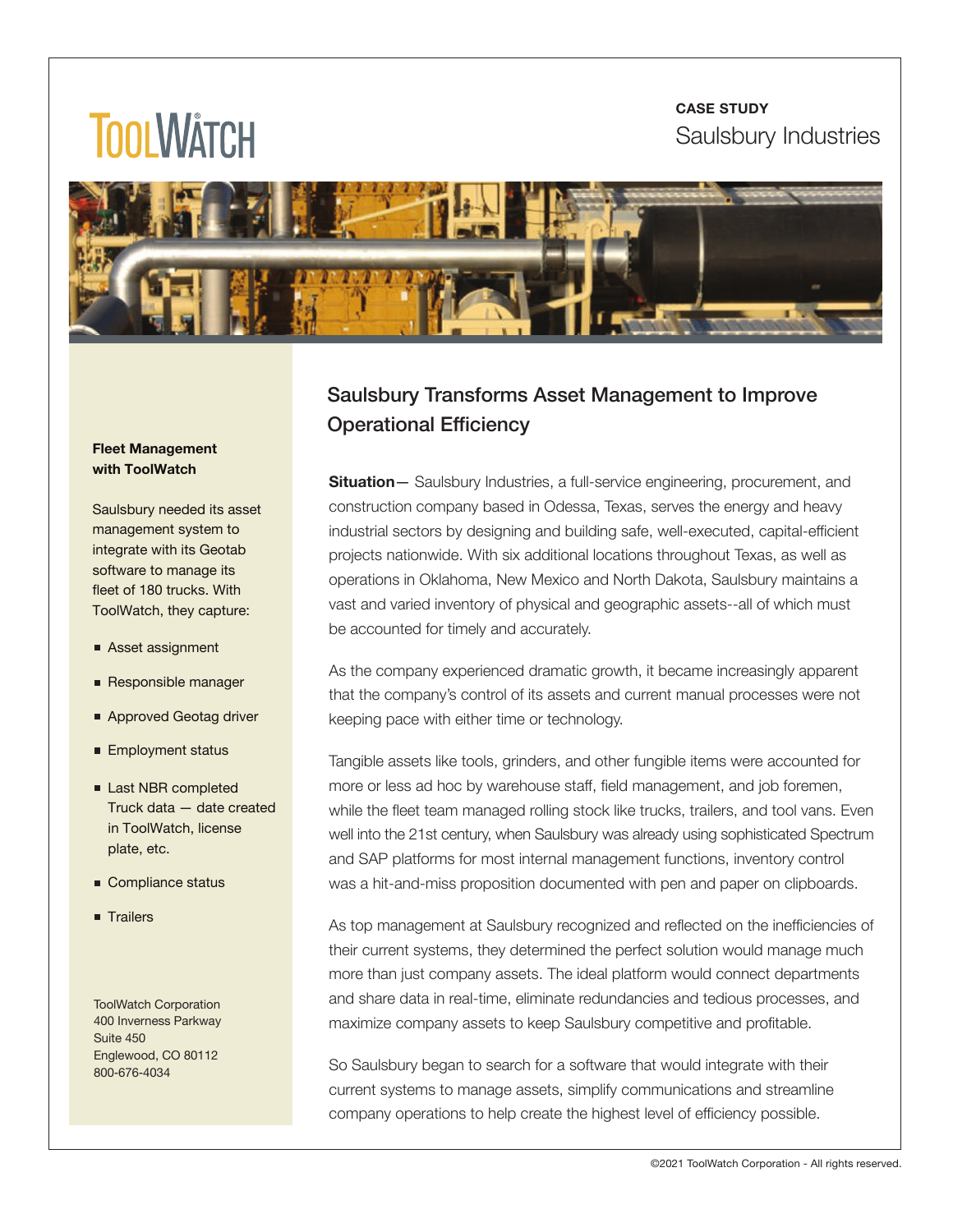TOOLWATCH

**CASE STUDY**
Saulsbury Industries

## Saulsbury Transforms Asset Management to Improve Operational Efficiency

**Situation**— Saulsbury Industries, a full-service engineering, procurement, and construction company based in Odessa, Texas, serves the energy and heavy industrial sectors by designing and building safe, well-executed, capital-efficient projects nationwide. With six additional locations throughout Texas, as well as operations in Oklahoma, New Mexico and North Dakota, Saulsbury maintains a vast and varied inventory of physical and geographic assets--all of which must be accounted for timely and accurately.

As the company experienced dramatic growth, it became increasingly apparent that the company's control of its assets and current manual processes were not keeping pace with either time or technology.

Tangible assets like tools, grinders, and other fungible items were accounted for more or less ad hoc by warehouse staff, field management, and job foremen, while the fleet team managed rolling stock like trucks, trailers, and tool vans. Even well into the 21st century, when Saulsbury was already using sophisticated Spectrum and SAP platforms for most internal management functions, inventory control was a hit-and-miss proposition documented with pen and paper on clipboards.

As top management at Saulsbury recognized and reflected on the inefficiencies of their current systems, they determined the perfect solution would manage much more than just company assets. The ideal platform would connect departments and share data in real-time, eliminate redundancies and tedious processes, and maximize company assets to keep Saulsbury competitive and profitable.

So Saulsbury began to search for a software that would integrate with their current systems to manage assets, simplify communications and streamline company operations to help create the highest level of efficiency possible.

**Fleet Management with ToolWatch**

Saulsbury needed its asset management system to integrate with its Geotab software to manage its fleet of 180 trucks. With ToolWatch, they capture:

- Asset assignment
- Responsible manager
- Approved Geotag driver
- Employment status
- Last NBR completed Truck data — date created in ToolWatch, license plate, etc.
- Compliance status
- Trailers

ToolWatch Corporation
400 Inverness Parkway
Suite 450
Englewood, CO 80112
800-676-4034

©2021 ToolWatch Corporation - All rights reserved.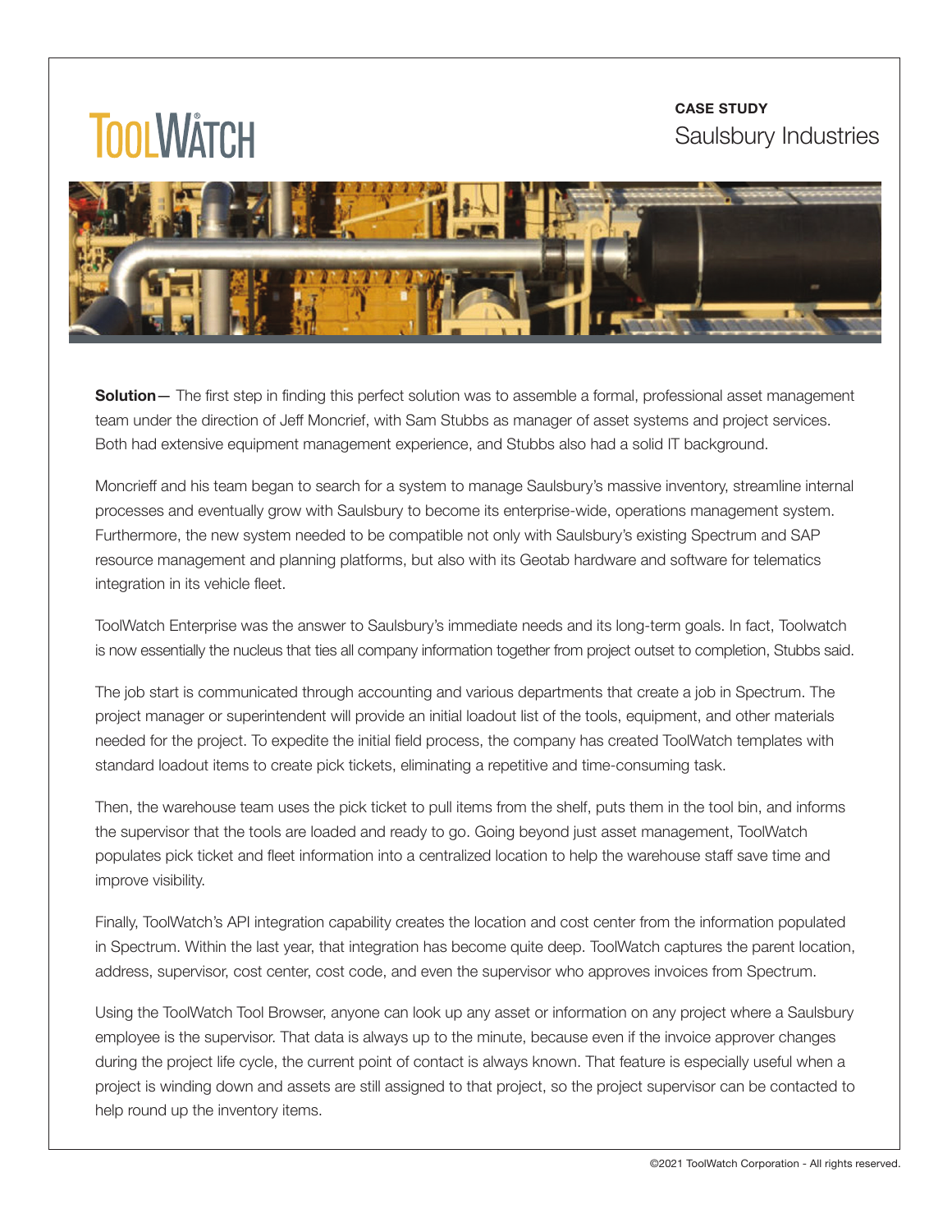**CASE STUDY**
Saulsbury Industries

**Solution**— The first step in finding this perfect solution was to assemble a formal, professional asset management team under the direction of Jeff Moncrief, with Sam Stubbs as manager of asset systems and project services. Both had extensive equipment management experience, and Stubbs also had a solid IT background.

Moncrieff and his team began to search for a system to manage Saulsbury's massive inventory, streamline internal processes and eventually grow with Saulsbury to become its enterprise-wide, operations management system. Furthermore, the new system needed to be compatible not only with Saulsbury's existing Spectrum and SAP resource management and planning platforms, but also with its Geotab hardware and software for telematics integration in its vehicle fleet.

ToolWatch Enterprise was the answer to Saulsbury's immediate needs and its long-term goals. In fact, Toolwatch is now essentially the nucleus that ties all company information together from project outset to completion, Stubbs said.

The job start is communicated through accounting and various departments that create a job in Spectrum. The project manager or superintendent will provide an initial loadout list of the tools, equipment, and other materials needed for the project. To expedite the initial field process, the company has created ToolWatch templates with standard loadout items to create pick tickets, eliminating a repetitive and time-consuming task.

Then, the warehouse team uses the pick ticket to pull items from the shelf, puts them in the tool bin, and informs the supervisor that the tools are loaded and ready to go. Going beyond just asset management, ToolWatch populates pick ticket and fleet information into a centralized location to help the warehouse staff save time and improve visibility.

Finally, ToolWatch's API integration capability creates the location and cost center from the information populated in Spectrum. Within the last year, that integration has become quite deep. ToolWatch captures the parent location, address, supervisor, cost center, cost code, and even the supervisor who approves invoices from Spectrum.

Using the ToolWatch Tool Browser, anyone can look up any asset or information on any project where a Saulsbury employee is the supervisor. That data is always up to the minute, because even if the invoice approver changes during the project life cycle, the current point of contact is always known. That feature is especially useful when a project is winding down and assets are still assigned to that project, so the project supervisor can be contacted to help round up the inventory items.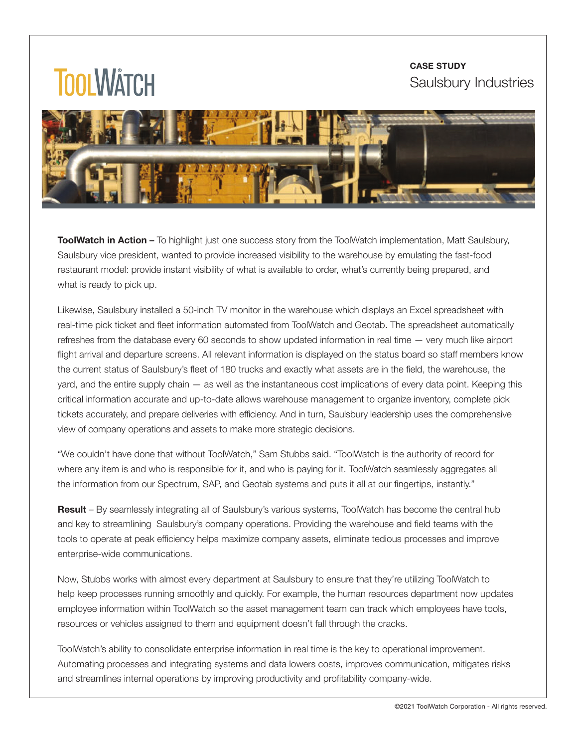CASE STUDY
Saulsbury Industries

**ToolWatch in Action –** To highlight just one success story from the ToolWatch implementation, Matt Saulsbury, Saulsbury vice president, wanted to provide increased visibility to the warehouse by emulating the fast-food restaurant model: provide instant visibility of what is available to order, what's currently being prepared, and what is ready to pick up.

Likewise, Saulsbury installed a 50-inch TV monitor in the warehouse which displays an Excel spreadsheet with real-time pick ticket and fleet information automated from ToolWatch and Geotab. The spreadsheet automatically refreshes from the database every 60 seconds to show updated information in real time — very much like airport flight arrival and departure screens. All relevant information is displayed on the status board so staff members know the current status of Saulsbury's fleet of 180 trucks and exactly what assets are in the field, the warehouse, the yard, and the entire supply chain — as well as the instantaneous cost implications of every data point. Keeping this critical information accurate and up-to-date allows warehouse management to organize inventory, complete pick tickets accurately, and prepare deliveries with efficiency. And in turn, Saulsbury leadership uses the comprehensive view of company operations and assets to make more strategic decisions.

"We couldn't have done that without ToolWatch," Sam Stubbs said. "ToolWatch is the authority of record for where any item is and who is responsible for it, and who is paying for it. ToolWatch seamlessly aggregates all the information from our Spectrum, SAP, and Geotab systems and puts it all at our fingertips, instantly."

**Result** – By seamlessly integrating all of Saulsbury's various systems, ToolWatch has become the central hub and key to streamlining Saulsbury's company operations. Providing the warehouse and field teams with the tools to operate at peak efficiency helps maximize company assets, eliminate tedious processes and improve enterprise-wide communications.

Now, Stubbs works with almost every department at Saulsbury to ensure that they're utilizing ToolWatch to help keep processes running smoothly and quickly. For example, the human resources department now updates employee information within ToolWatch so the asset management team can track which employees have tools, resources or vehicles assigned to them and equipment doesn't fall through the cracks.

ToolWatch's ability to consolidate enterprise information in real time is the key to operational improvement. Automating processes and integrating systems and data lowers costs, improves communication, mitigates risks and streamlines internal operations by improving productivity and profitability company-wide.

©2021 ToolWatch Corporation - All rights reserved.